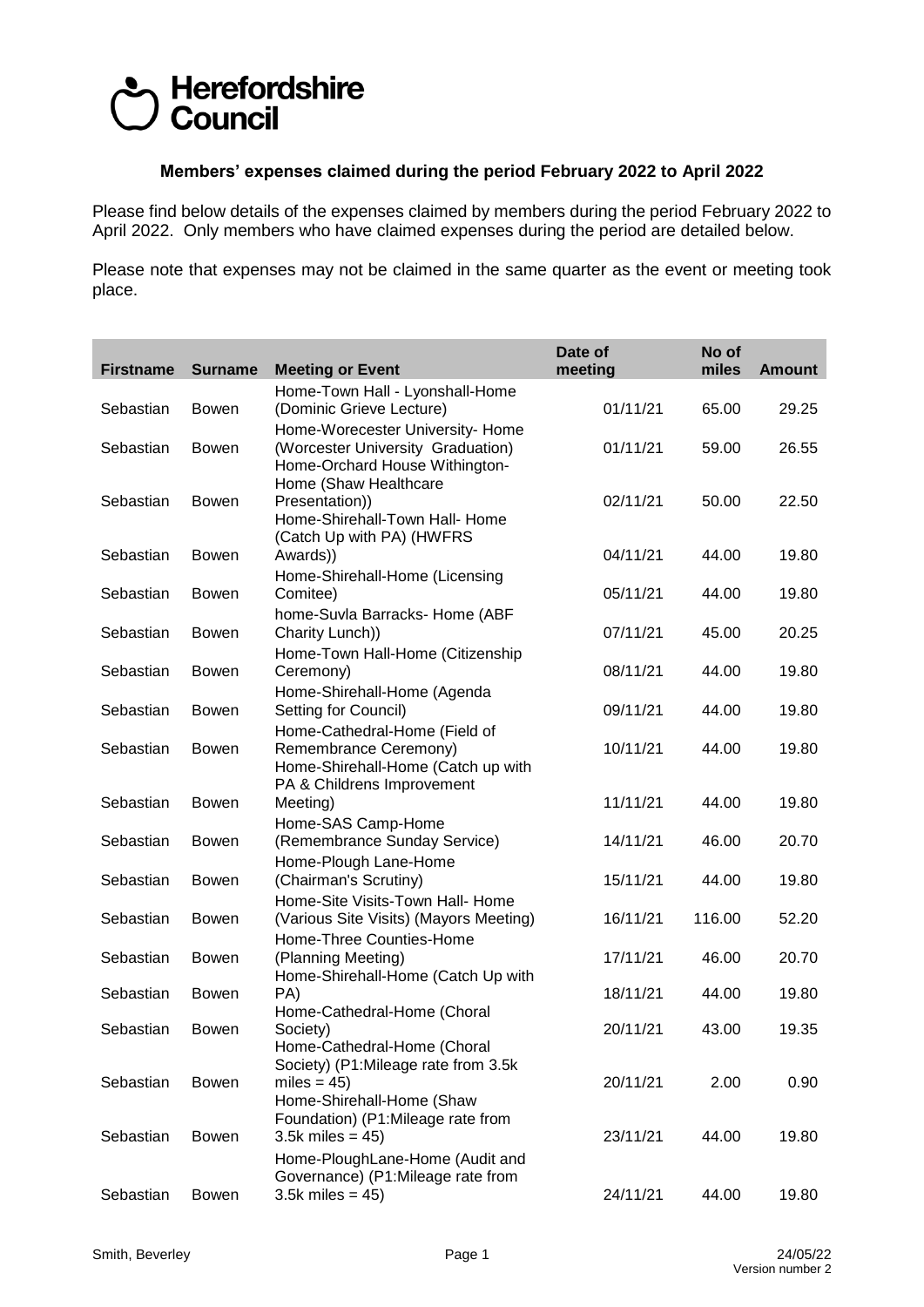Herefordshire Council

**Members' expenses claimed during the period February 2022 to April 2022**

Please find below details of the expenses claimed by members during the period February 2022 to April 2022. Only members who have claimed expenses during the period are detailed below.

Please note that expenses may not be claimed in the same quarter as the event or meeting took place.

| Firstname | Surname | Meeting or Event | Date of meeting | No of miles | Amount |
|---|---|---|---|---|---|
| Sebastian | Bowen | Home-Town Hall - Lyonshall-Home (Dominic Grieve Lecture) | 01/11/21 | 65.00 | 29.25 |
| Sebastian | Bowen | Home-Worecester University- Home (Worcester University Graduation) | 01/11/21 | 59.00 | 26.55 |
| Sebastian | Bowen | Home-Orchard House Withington-Home (Shaw Healthcare Presentation)) | 02/11/21 | 50.00 | 22.50 |
| Sebastian | Bowen | Home-Shirehall-Town Hall- Home (Catch Up with PA) (HWFRS Awards)) | 04/11/21 | 44.00 | 19.80 |
| Sebastian | Bowen | Home-Shirehall-Home (Licensing Comitee) | 05/11/21 | 44.00 | 19.80 |
| Sebastian | Bowen | home-Suvla Barracks- Home (ABF Charity Lunch)) | 07/11/21 | 45.00 | 20.25 |
| Sebastian | Bowen | Home-Town Hall-Home (Citizenship Ceremony) | 08/11/21 | 44.00 | 19.80 |
| Sebastian | Bowen | Home-Shirehall-Home (Agenda Setting for Council) | 09/11/21 | 44.00 | 19.80 |
| Sebastian | Bowen | Home-Cathedral-Home (Field of Remembrance Ceremony) | 10/11/21 | 44.00 | 19.80 |
| Sebastian | Bowen | Home-Shirehall-Home (Catch up with PA & Childrens Improvement Meeting) | 11/11/21 | 44.00 | 19.80 |
| Sebastian | Bowen | Home-SAS Camp-Home (Remembrance Sunday Service) | 14/11/21 | 46.00 | 20.70 |
| Sebastian | Bowen | Home-Plough Lane-Home (Chairman's Scrutiny) | 15/11/21 | 44.00 | 19.80 |
| Sebastian | Bowen | Home-Site Visits-Town Hall- Home (Various Site Visits) (Mayors Meeting) | 16/11/21 | 116.00 | 52.20 |
| Sebastian | Bowen | Home-Three Counties-Home (Planning Meeting) | 17/11/21 | 46.00 | 20.70 |
| Sebastian | Bowen | Home-Shirehall-Home (Catch Up with PA) | 18/11/21 | 44.00 | 19.80 |
| Sebastian | Bowen | Home-Cathedral-Home (Choral Society) | 20/11/21 | 43.00 | 19.35 |
| Sebastian | Bowen | Home-Cathedral-Home (Choral Society) (P1:Mileage rate from 3.5k miles = 45) | 20/11/21 | 2.00 | 0.90 |
| Sebastian | Bowen | Home-Shirehall-Home (Shaw Foundation) (P1:Mileage rate from 3.5k miles = 45) | 23/11/21 | 44.00 | 19.80 |
| Sebastian | Bowen | Home-PloughLane-Home (Audit and Governance) (P1:Mileage rate from 3.5k miles = 45) | 24/11/21 | 44.00 | 19.80 |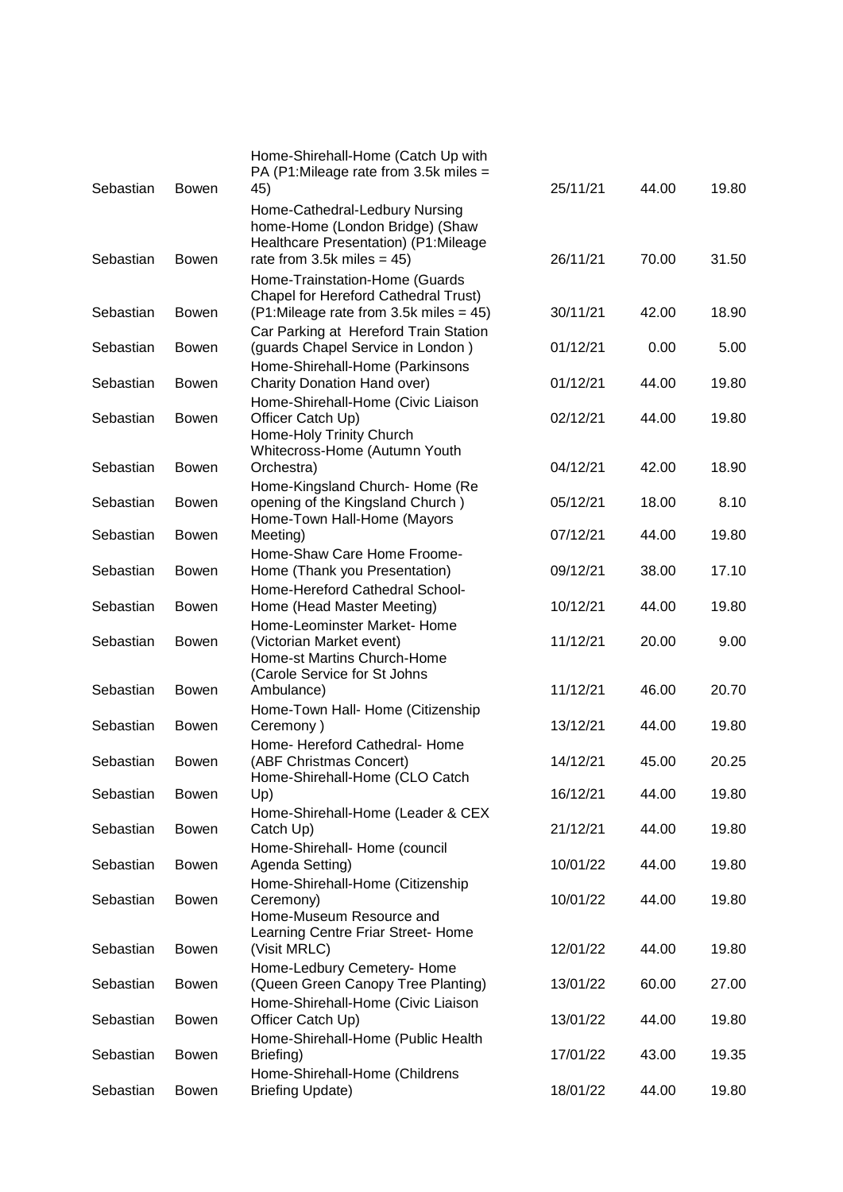| | | | | | |
|---|---|---|---|---|---|
| Sebastian | Bowen | Home-Shirehall-Home (Catch Up with PA (P1:Mileage rate from 3.5k miles = 45) | 25/11/21 | 44.00 | 19.80 |
| Sebastian | Bowen | Home-Cathedral-Ledbury Nursing home-Home (London Bridge) (Shaw Healthcare Presentation) (P1:Mileage rate from 3.5k miles = 45) | 26/11/21 | 70.00 | 31.50 |
| Sebastian | Bowen | Home-Trainstation-Home (Guards Chapel for Hereford Cathedral Trust) (P1:Mileage rate from 3.5k miles = 45) | 30/11/21 | 42.00 | 18.90 |
| Sebastian | Bowen | Car Parking at Hereford Train Station (guards Chapel Service in London ) | 01/12/21 | 0.00 | 5.00 |
| Sebastian | Bowen | Home-Shirehall-Home (Parkinsons Charity Donation Hand over) | 01/12/21 | 44.00 | 19.80 |
| Sebastian | Bowen | Home-Shirehall-Home (Civic Liaison Officer Catch Up) | 02/12/21 | 44.00 | 19.80 |
| Sebastian | Bowen | Home-Holy Trinity Church Whitecross-Home (Autumn Youth Orchestra) | 04/12/21 | 42.00 | 18.90 |
| Sebastian | Bowen | Home-Kingsland Church- Home (Re opening of the Kingsland Church ) | 05/12/21 | 18.00 | 8.10 |
| Sebastian | Bowen | Home-Town Hall-Home (Mayors Meeting) | 07/12/21 | 44.00 | 19.80 |
| Sebastian | Bowen | Home-Shaw Care Home Froome-Home (Thank you Presentation) | 09/12/21 | 38.00 | 17.10 |
| Sebastian | Bowen | Home-Hereford Cathedral School-Home (Head Master Meeting) | 10/12/21 | 44.00 | 19.80 |
| Sebastian | Bowen | Home-Leominster Market- Home (Victorian Market event) | 11/12/21 | 20.00 | 9.00 |
| Sebastian | Bowen | Home-st Martins Church-Home (Carole Service for St Johns Ambulance) | 11/12/21 | 46.00 | 20.70 |
| Sebastian | Bowen | Home-Town Hall- Home (Citizenship Ceremony ) | 13/12/21 | 44.00 | 19.80 |
| Sebastian | Bowen | Home- Hereford Cathedral- Home (ABF Christmas Concert) | 14/12/21 | 45.00 | 20.25 |
| Sebastian | Bowen | Home-Shirehall-Home (CLO Catch Up) | 16/12/21 | 44.00 | 19.80 |
| Sebastian | Bowen | Home-Shirehall-Home (Leader & CEX Catch Up) | 21/12/21 | 44.00 | 19.80 |
| Sebastian | Bowen | Home-Shirehall- Home (council Agenda Setting) | 10/01/22 | 44.00 | 19.80 |
| Sebastian | Bowen | Home-Shirehall-Home (Citizenship Ceremony) | 10/01/22 | 44.00 | 19.80 |
| Sebastian | Bowen | Home-Museum Resource and Learning Centre Friar Street- Home (Visit MRLC) | 12/01/22 | 44.00 | 19.80 |
| Sebastian | Bowen | Home-Ledbury Cemetery- Home (Queen Green Canopy Tree Planting) | 13/01/22 | 60.00 | 27.00 |
| Sebastian | Bowen | Home-Shirehall-Home (Civic Liaison Officer Catch Up) | 13/01/22 | 44.00 | 19.80 |
| Sebastian | Bowen | Home-Shirehall-Home (Public Health Briefing) | 17/01/22 | 43.00 | 19.35 |
| Sebastian | Bowen | Home-Shirehall-Home (Childrens Briefing Update) | 18/01/22 | 44.00 | 19.80 |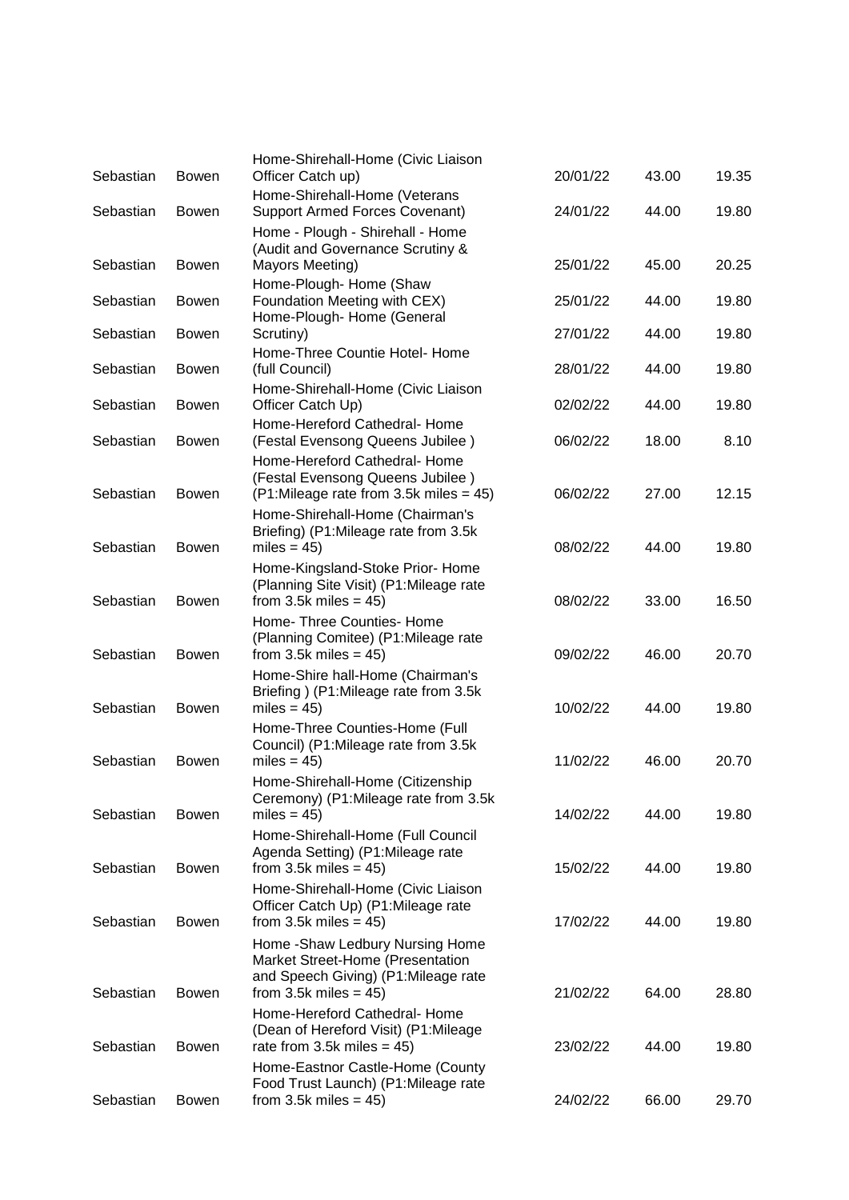| | | | | | |
|---|---|---|---|---|---|
| Sebastian | Bowen | Home-Shirehall-Home (Civic Liaison Officer Catch up) | 20/01/22 | 43.00 | 19.35 |
| Sebastian | Bowen | Home-Shirehall-Home (Veterans Support Armed Forces Covenant) | 24/01/22 | 44.00 | 19.80 |
| Sebastian | Bowen | Home - Plough - Shirehall - Home (Audit and Governance Scrutiny & Mayors Meeting) | 25/01/22 | 45.00 | 20.25 |
| Sebastian | Bowen | Home-Plough- Home (Shaw Foundation Meeting with CEX) | 25/01/22 | 44.00 | 19.80 |
| Sebastian | Bowen | Home-Plough- Home (General Scrutiny) | 27/01/22 | 44.00 | 19.80 |
| Sebastian | Bowen | Home-Three Countie Hotel- Home (full Council) | 28/01/22 | 44.00 | 19.80 |
| Sebastian | Bowen | Home-Shirehall-Home (Civic Liaison Officer Catch Up) | 02/02/22 | 44.00 | 19.80 |
| Sebastian | Bowen | Home-Hereford Cathedral- Home (Festal Evensong Queens Jubilee ) | 06/02/22 | 18.00 | 8.10 |
| Sebastian | Bowen | Home-Hereford Cathedral- Home (Festal Evensong Queens Jubilee ) (P1:Mileage rate from 3.5k miles = 45) | 06/02/22 | 27.00 | 12.15 |
| Sebastian | Bowen | Home-Shirehall-Home (Chairman's Briefing) (P1:Mileage rate from 3.5k miles = 45) | 08/02/22 | 44.00 | 19.80 |
| Sebastian | Bowen | Home-Kingsland-Stoke Prior- Home (Planning Site Visit) (P1:Mileage rate from 3.5k miles = 45) | 08/02/22 | 33.00 | 16.50 |
| Sebastian | Bowen | Home- Three Counties- Home (Planning Comitee) (P1:Mileage rate from 3.5k miles = 45) | 09/02/22 | 46.00 | 20.70 |
| Sebastian | Bowen | Home-Shire hall-Home (Chairman's Briefing ) (P1:Mileage rate from 3.5k miles = 45) | 10/02/22 | 44.00 | 19.80 |
| Sebastian | Bowen | Home-Three Counties-Home (Full Council) (P1:Mileage rate from 3.5k miles = 45) | 11/02/22 | 46.00 | 20.70 |
| Sebastian | Bowen | Home-Shirehall-Home (Citizenship Ceremony) (P1:Mileage rate from 3.5k miles = 45) | 14/02/22 | 44.00 | 19.80 |
| Sebastian | Bowen | Home-Shirehall-Home (Full Council Agenda Setting) (P1:Mileage rate from 3.5k miles = 45) | 15/02/22 | 44.00 | 19.80 |
| Sebastian | Bowen | Home-Shirehall-Home (Civic Liaison Officer Catch Up) (P1:Mileage rate from 3.5k miles = 45) | 17/02/22 | 44.00 | 19.80 |
| Sebastian | Bowen | Home -Shaw Ledbury Nursing Home Market Street-Home (Presentation and Speech Giving) (P1:Mileage rate from 3.5k miles = 45) | 21/02/22 | 64.00 | 28.80 |
| Sebastian | Bowen | Home-Hereford Cathedral- Home (Dean of Hereford Visit) (P1:Mileage rate from 3.5k miles = 45) | 23/02/22 | 44.00 | 19.80 |
| Sebastian | Bowen | Home-Eastnor Castle-Home (County Food Trust Launch) (P1:Mileage rate from 3.5k miles = 45) | 24/02/22 | 66.00 | 29.70 |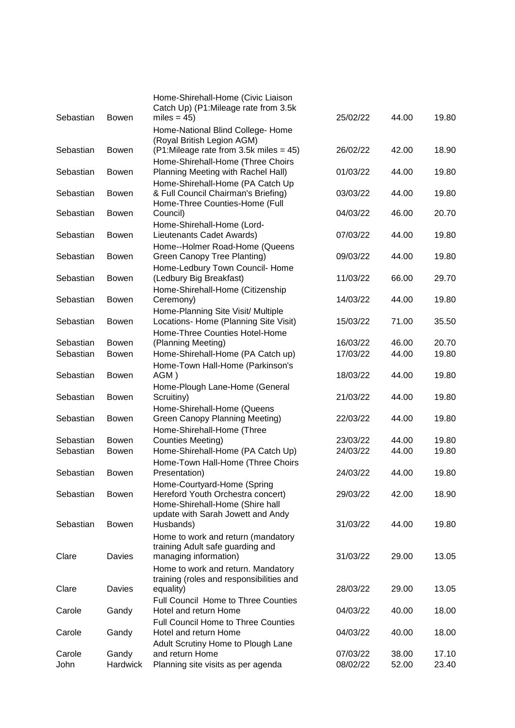| | | | | | |
|---|---|---|---|---|---|
| Sebastian | Bowen | Home-Shirehall-Home (Civic Liaison Catch Up) (P1:Mileage rate from 3.5k miles = 45) | 25/02/22 | 44.00 | 19.80 |
| Sebastian | Bowen | Home-National Blind College- Home (Royal British Legion AGM) (P1:Mileage rate from 3.5k miles = 45) | 26/02/22 | 42.00 | 18.90 |
| Sebastian | Bowen | Home-Shirehall-Home (Three Choirs Planning Meeting with Rachel Hall) | 01/03/22 | 44.00 | 19.80 |
| Sebastian | Bowen | Home-Shirehall-Home (PA Catch Up & Full Council Chairman's Briefing) | 03/03/22 | 44.00 | 19.80 |
| Sebastian | Bowen | Home-Three Counties-Home (Full Council) | 04/03/22 | 46.00 | 20.70 |
| Sebastian | Bowen | Home-Shirehall-Home (Lord-Lieutenants Cadet Awards) | 07/03/22 | 44.00 | 19.80 |
| Sebastian | Bowen | Home--Holmer Road-Home (Queens Green Canopy Tree Planting) | 09/03/22 | 44.00 | 19.80 |
| Sebastian | Bowen | Home-Ledbury Town Council- Home (Ledbury Big Breakfast) | 11/03/22 | 66.00 | 29.70 |
| Sebastian | Bowen | Home-Shirehall-Home (Citizenship Ceremony) | 14/03/22 | 44.00 | 19.80 |
| Sebastian | Bowen | Home-Planning Site Visit/ Multiple Locations- Home (Planning Site Visit) | 15/03/22 | 71.00 | 35.50 |
| Sebastian | Bowen | Home-Three Counties Hotel-Home (Planning Meeting) | 16/03/22 | 46.00 | 20.70 |
| Sebastian | Bowen | Home-Shirehall-Home (PA Catch up) | 17/03/22 | 44.00 | 19.80 |
| Sebastian | Bowen | Home-Town Hall-Home (Parkinson's AGM ) | 18/03/22 | 44.00 | 19.80 |
| Sebastian | Bowen | Home-Plough Lane-Home (General Scruitiny) | 21/03/22 | 44.00 | 19.80 |
| Sebastian | Bowen | Home-Shirehall-Home (Queens Green Canopy Planning Meeting) | 22/03/22 | 44.00 | 19.80 |
| Sebastian | Bowen | Home-Shirehall-Home (Three Counties Meeting) | 23/03/22 | 44.00 | 19.80 |
| Sebastian | Bowen | Home-Shirehall-Home (PA Catch Up) | 24/03/22 | 44.00 | 19.80 |
| Sebastian | Bowen | Home-Town Hall-Home (Three Choirs Presentation) | 24/03/22 | 44.00 | 19.80 |
| Sebastian | Bowen | Home-Courtyard-Home (Spring Hereford Youth Orchestra concert) | 29/03/22 | 42.00 | 18.90 |
| Sebastian | Bowen | Home-Shirehall-Home (Shire hall update with Sarah Jowett and Andy Husbands) | 31/03/22 | 44.00 | 19.80 |
| Clare | Davies | Home to work and return (mandatory training Adult safe guarding and managing information) | 31/03/22 | 29.00 | 13.05 |
| Clare | Davies | Home to work and return. Mandatory training (roles and responsibilities and equality) | 28/03/22 | 29.00 | 13.05 |
| Carole | Gandy | Full Council Home to Three Counties Hotel and return Home | 04/03/22 | 40.00 | 18.00 |
| Carole | Gandy | Full Council Home to Three Counties Hotel and return Home | 04/03/22 | 40.00 | 18.00 |
| Carole | Gandy | Adult Scrutiny Home to Plough Lane and return Home | 07/03/22 | 38.00 | 17.10 |
| John | Hardwick | Planning site visits as per agenda | 08/02/22 | 52.00 | 23.40 |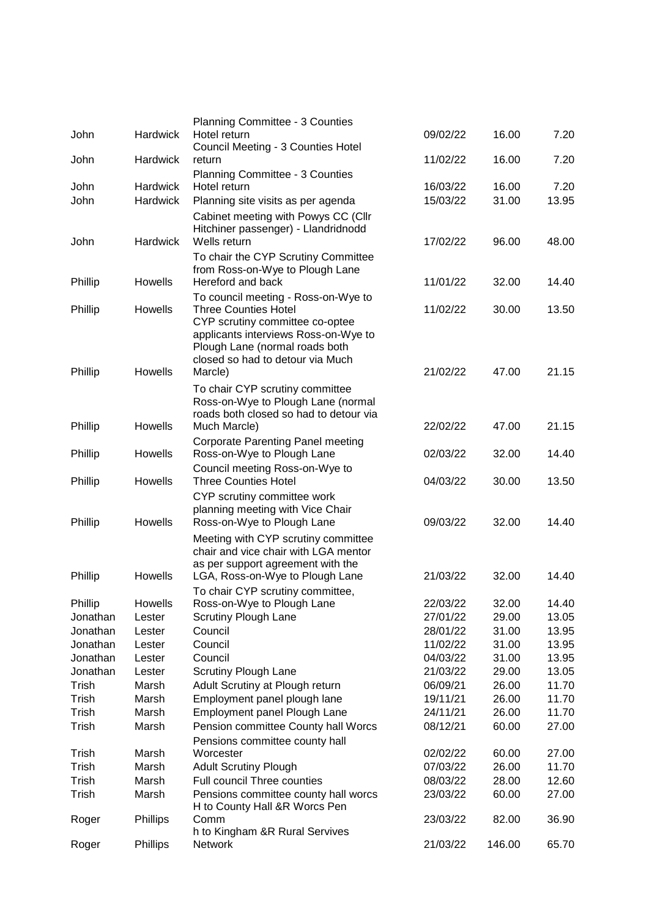| | | | | | |
|---|---|---|---|---|---|
| John | Hardwick | Planning Committee - 3 Counties Hotel return | 09/02/22 | 16.00 | 7.20 |
| John | Hardwick | Council Meeting - 3 Counties Hotel return | 11/02/22 | 16.00 | 7.20 |
| John | Hardwick | Planning Committee - 3 Counties Hotel return | 16/03/22 | 16.00 | 7.20 |
| John | Hardwick | Planning site visits as per agenda | 15/03/22 | 31.00 | 13.95 |
| John | Hardwick | Cabinet meeting with Powys CC (Cllr Hitchiner passenger) - Llandridnodd Wells return | 17/02/22 | 96.00 | 48.00 |
| Phillip | Howells | To chair the CYP Scrutiny Committee from Ross-on-Wye to Plough Lane Hereford and back | 11/01/22 | 32.00 | 14.40 |
| Phillip | Howells | To council meeting - Ross-on-Wye to Three Counties Hotel | 11/02/22 | 30.00 | 13.50 |
| Phillip | Howells | CYP scrutiny committee co-optee applicants interviews Ross-on-Wye to Plough Lane (normal roads both closed so had to detour via Much Marcle) | 21/02/22 | 47.00 | 21.15 |
| Phillip | Howells | To chair CYP scrutiny committee Ross-on-Wye to Plough Lane (normal roads both closed so had to detour via Much Marcle) | 22/02/22 | 47.00 | 21.15 |
| Phillip | Howells | Corporate Parenting Panel meeting Ross-on-Wye to Plough Lane | 02/03/22 | 32.00 | 14.40 |
| Phillip | Howells | Council meeting Ross-on-Wye to Three Counties Hotel | 04/03/22 | 30.00 | 13.50 |
| Phillip | Howells | CYP scrutiny committee work planning meeting with Vice Chair Ross-on-Wye to Plough Lane | 09/03/22 | 32.00 | 14.40 |
| Phillip | Howells | Meeting with CYP scrutiny committee chair and vice chair with LGA mentor as per support agreement with the LGA, Ross-on-Wye to Plough Lane | 21/03/22 | 32.00 | 14.40 |
| Phillip | Howells | To chair CYP scrutiny committee, Ross-on-Wye to Plough Lane | 22/03/22 | 32.00 | 14.40 |
| Jonathan | Lester | Scrutiny Plough Lane | 27/01/22 | 29.00 | 13.05 |
| Jonathan | Lester | Council | 28/01/22 | 31.00 | 13.95 |
| Jonathan | Lester | Council | 11/02/22 | 31.00 | 13.95 |
| Jonathan | Lester | Council | 04/03/22 | 31.00 | 13.95 |
| Jonathan | Lester | Scrutiny Plough Lane | 21/03/22 | 29.00 | 13.05 |
| Trish | Marsh | Adult Scrutiny at Plough return | 06/09/21 | 26.00 | 11.70 |
| Trish | Marsh | Employment panel plough lane | 19/11/21 | 26.00 | 11.70 |
| Trish | Marsh | Employment panel Plough Lane | 24/11/21 | 26.00 | 11.70 |
| Trish | Marsh | Pension committee County hall Worcs | 08/12/21 | 60.00 | 27.00 |
| Trish | Marsh | Pensions committee county hall Worcester | 02/02/22 | 60.00 | 27.00 |
| Trish | Marsh | Adult Scrutiny Plough | 07/03/22 | 26.00 | 11.70 |
| Trish | Marsh | Full council Three counties | 08/03/22 | 28.00 | 12.60 |
| Trish | Marsh | Pensions committee county hall worcs | 23/03/22 | 60.00 | 27.00 |
| Roger | Phillips | H to County Hall &R Worcs Pen Comm | 23/03/22 | 82.00 | 36.90 |
| Roger | Phillips | h to Kingham &R Rural Servives Network | 21/03/22 | 146.00 | 65.70 |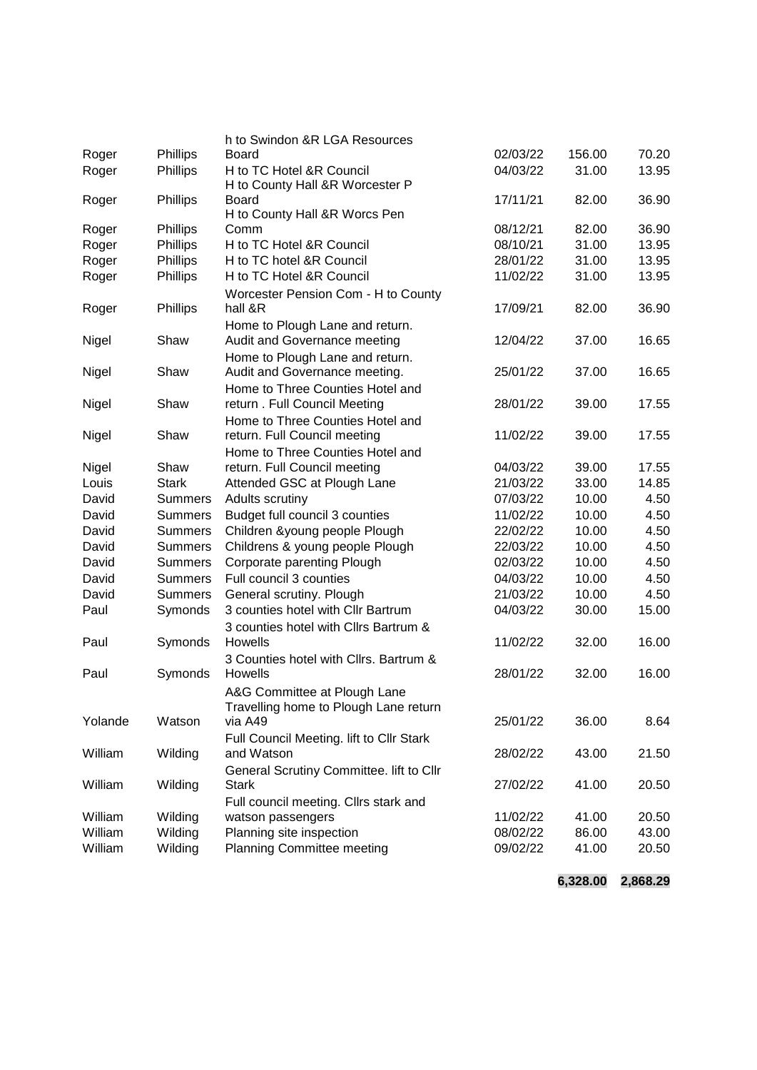| | | | | | |
|---|---|---|---|---|---|
| Roger | Phillips | h to Swindon &R LGA Resources Board | 02/03/22 | 156.00 | 70.20 |
| Roger | Phillips | H to TC Hotel &R Council | 04/03/22 | 31.00 | 13.95 |
| Roger | Phillips | H to County Hall &R Worcester P Board | 17/11/21 | 82.00 | 36.90 |
| Roger | Phillips | H to County Hall &R Worcs Pen Comm | 08/12/21 | 82.00 | 36.90 |
| Roger | Phillips | H to TC Hotel &R Council | 08/10/21 | 31.00 | 13.95 |
| Roger | Phillips | H to TC hotel &R Council | 28/01/22 | 31.00 | 13.95 |
| Roger | Phillips | H to TC Hotel &R Council | 11/02/22 | 31.00 | 13.95 |
| Roger | Phillips | Worcester Pension Com - H to County hall &R | 17/09/21 | 82.00 | 36.90 |
| Nigel | Shaw | Home to Plough Lane and return. Audit and Governance meeting | 12/04/22 | 37.00 | 16.65 |
| Nigel | Shaw | Home to Plough Lane and return. Audit and Governance meeting. | 25/01/22 | 37.00 | 16.65 |
| Nigel | Shaw | Home to Three Counties Hotel and return . Full Council Meeting | 28/01/22 | 39.00 | 17.55 |
| Nigel | Shaw | Home to Three Counties Hotel and return. Full Council meeting | 11/02/22 | 39.00 | 17.55 |
| Nigel | Shaw | Home to Three Counties Hotel and return. Full Council meeting | 04/03/22 | 39.00 | 17.55 |
| Louis | Stark | Attended GSC at Plough Lane | 21/03/22 | 33.00 | 14.85 |
| David | Summers | Adults scrutiny | 07/03/22 | 10.00 | 4.50 |
| David | Summers | Budget full council 3 counties | 11/02/22 | 10.00 | 4.50 |
| David | Summers | Children &young people Plough | 22/02/22 | 10.00 | 4.50 |
| David | Summers | Childrens & young people Plough | 22/03/22 | 10.00 | 4.50 |
| David | Summers | Corporate parenting Plough | 02/03/22 | 10.00 | 4.50 |
| David | Summers | Full council 3 counties | 04/03/22 | 10.00 | 4.50 |
| David | Summers | General scrutiny. Plough | 21/03/22 | 10.00 | 4.50 |
| Paul | Symonds | 3 counties hotel with Cllr Bartrum | 04/03/22 | 30.00 | 15.00 |
| Paul | Symonds | 3 counties hotel with Cllrs Bartrum & Howells | 11/02/22 | 32.00 | 16.00 |
| Paul | Symonds | 3 Counties hotel with Cllrs. Bartrum & Howells | 28/01/22 | 32.00 | 16.00 |
| Yolande | Watson | A&G Committee at Plough Lane Travelling home to Plough Lane return via A49 | 25/01/22 | 36.00 | 8.64 |
| William | Wilding | Full Council Meeting. lift to Cllr Stark and Watson | 28/02/22 | 43.00 | 21.50 |
| William | Wilding | General Scrutiny Committee. lift to Cllr Stark | 27/02/22 | 41.00 | 20.50 |
| William | Wilding | Full council meeting. Cllrs stark and watson passengers | 11/02/22 | 41.00 | 20.50 |
| William | Wilding | Planning site inspection | 08/02/22 | 86.00 | 43.00 |
| William | Wilding | Planning Committee meeting | 09/02/22 | 41.00 | 20.50 |
| | | | | **6,328.00** | **2,868.29** |